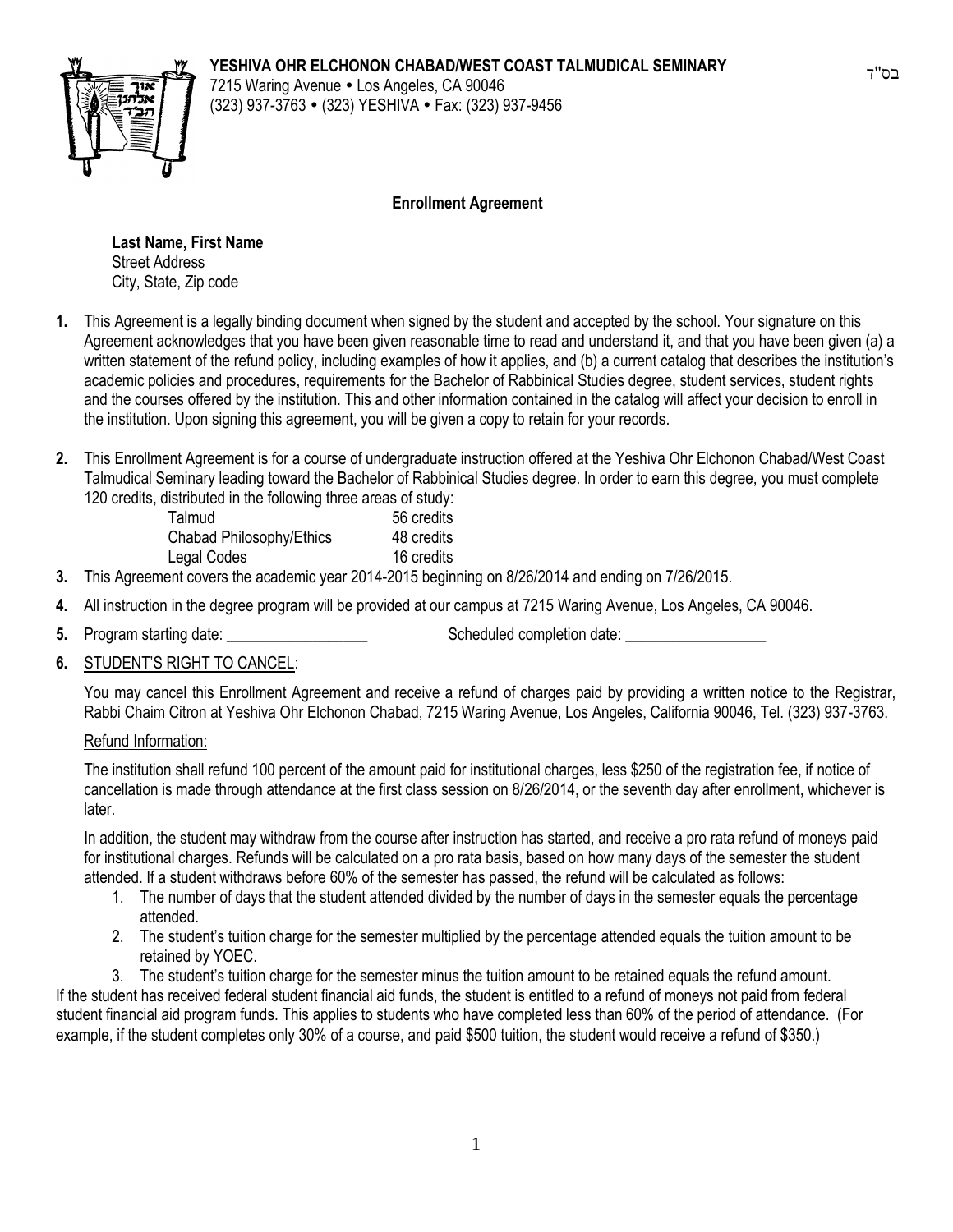בס"ד

**YESHIVA OHR ELCHONON CHABAD/WEST COAST TALMUDICAL SEMINARY**
7215 Waring Avenue • Los Angeles, CA 90046
(323) 937-3763 • (323) YESHIVA • Fax: (323) 937-9456

## Enrollment Agreement

**Last Name, First Name**
Street Address
City, State, Zip code

1. This Agreement is a legally binding document when signed by the student and accepted by the school. Your signature on this Agreement acknowledges that you have been given reasonable time to read and understand it, and that you have been given (a) a written statement of the refund policy, including examples of how it applies, and (b) a current catalog that describes the institution's academic policies and procedures, requirements for the Bachelor of Rabbinical Studies degree, student services, student rights and the courses offered by the institution. This and other information contained in the catalog will affect your decision to enroll in the institution. Upon signing this agreement, you will be given a copy to retain for your records.

2. This Enrollment Agreement is for a course of undergraduate instruction offered at the Yeshiva Ohr Elchonon Chabad/West Coast Talmudical Seminary leading toward the Bachelor of Rabbinical Studies degree. In order to earn this degree, you must complete 120 credits, distributed in the following three areas of study:

| | |
|---|---|
| Talmud | 56 credits |
| Chabad Philosophy/Ethics | 48 credits |
| Legal Codes | 16 credits |

3. This Agreement covers the academic year 2014-2015 beginning on 8/26/2014 and ending on 7/26/2015.

4. All instruction in the degree program will be provided at our campus at 7215 Waring Avenue, Los Angeles, CA 90046.

5. Program starting date: __________________ Scheduled completion date: __________________

6. STUDENT'S RIGHT TO CANCEL:

   You may cancel this Enrollment Agreement and receive a refund of charges paid by providing a written notice to the Registrar, Rabbi Chaim Citron at Yeshiva Ohr Elchonon Chabad, 7215 Waring Avenue, Los Angeles, California 90046, Tel. (323) 937-3763.

   Refund Information:

   The institution shall refund 100 percent of the amount paid for institutional charges, less $250 of the registration fee, if notice of cancellation is made through attendance at the first class session on 8/26/2014, or the seventh day after enrollment, whichever is later.

   In addition, the student may withdraw from the course after instruction has started, and receive a pro rata refund of moneys paid for institutional charges. Refunds will be calculated on a pro rata basis, based on how many days of the semester the student attended. If a student withdraws before 60% of the semester has passed, the refund will be calculated as follows:

   1. The number of days that the student attended divided by the number of days in the semester equals the percentage attended.
   2. The student's tuition charge for the semester multiplied by the percentage attended equals the tuition amount to be retained by YOEC.
   3. The student's tuition charge for the semester minus the tuition amount to be retained equals the refund amount.

If the student has received federal student financial aid funds, the student is entitled to a refund of moneys not paid from federal student financial aid program funds. This applies to students who have completed less than 60% of the period of attendance. (For example, if the student completes only 30% of a course, and paid $500 tuition, the student would receive a refund of $350.)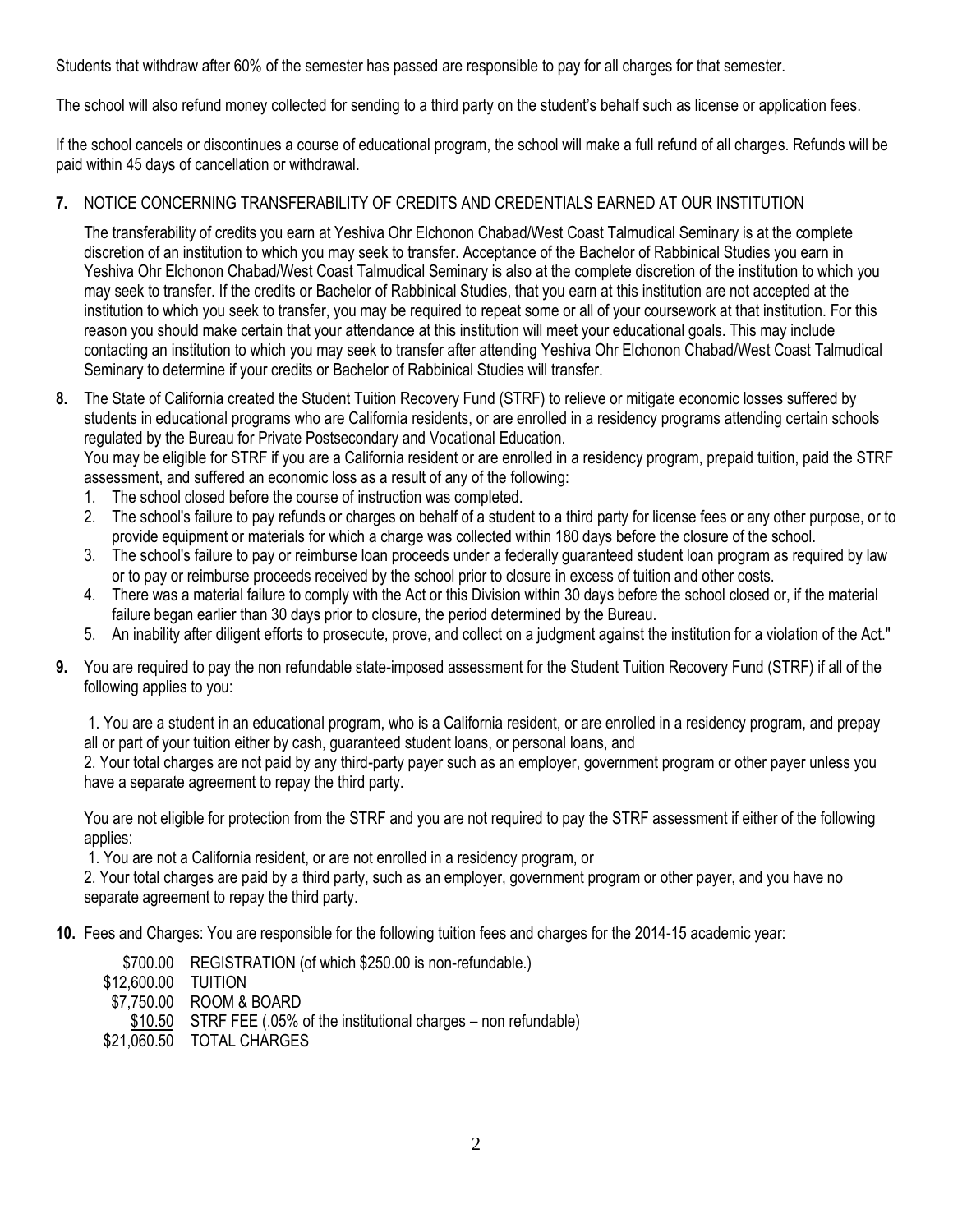Students that withdraw after 60% of the semester has passed are responsible to pay for all charges for that semester.

The school will also refund money collected for sending to a third party on the student's behalf such as license or application fees.

If the school cancels or discontinues a course of educational program, the school will make a full refund of all charges. Refunds will be paid within 45 days of cancellation or withdrawal.

**7.** NOTICE CONCERNING TRANSFERABILITY OF CREDITS AND CREDENTIALS EARNED AT OUR INSTITUTION

The transferability of credits you earn at Yeshiva Ohr Elchonon Chabad/West Coast Talmudical Seminary is at the complete discretion of an institution to which you may seek to transfer. Acceptance of the Bachelor of Rabbinical Studies you earn in Yeshiva Ohr Elchonon Chabad/West Coast Talmudical Seminary is also at the complete discretion of the institution to which you may seek to transfer. If the credits or Bachelor of Rabbinical Studies, that you earn at this institution are not accepted at the institution to which you seek to transfer, you may be required to repeat some or all of your coursework at that institution. For this reason you should make certain that your attendance at this institution will meet your educational goals. This may include contacting an institution to which you may seek to transfer after attending Yeshiva Ohr Elchonon Chabad/West Coast Talmudical Seminary to determine if your credits or Bachelor of Rabbinical Studies will transfer.

**8.** The State of California created the Student Tuition Recovery Fund (STRF) to relieve or mitigate economic losses suffered by students in educational programs who are California residents, or are enrolled in a residency programs attending certain schools regulated by the Bureau for Private Postsecondary and Vocational Education.
You may be eligible for STRF if you are a California resident or are enrolled in a residency program, prepaid tuition, paid the STRF assessment, and suffered an economic loss as a result of any of the following:

1. The school closed before the course of instruction was completed.
2. The school's failure to pay refunds or charges on behalf of a student to a third party for license fees or any other purpose, or to provide equipment or materials for which a charge was collected within 180 days before the closure of the school.
3. The school's failure to pay or reimburse loan proceeds under a federally guaranteed student loan program as required by law or to pay or reimburse proceeds received by the school prior to closure in excess of tuition and other costs.
4. There was a material failure to comply with the Act or this Division within 30 days before the school closed or, if the material failure began earlier than 30 days prior to closure, the period determined by the Bureau.
5. An inability after diligent efforts to prosecute, prove, and collect on a judgment against the institution for a violation of the Act."

**9.** You are required to pay the non refundable state-imposed assessment for the Student Tuition Recovery Fund (STRF) if all of the following applies to you:

1. You are a student in an educational program, who is a California resident, or are enrolled in a residency program, and prepay all or part of your tuition either by cash, guaranteed student loans, or personal loans, and
2. Your total charges are not paid by any third-party payer such as an employer, government program or other payer unless you have a separate agreement to repay the third party.

You are not eligible for protection from the STRF and you are not required to pay the STRF assessment if either of the following applies:

1. You are not a California resident, or are not enrolled in a residency program, or
2. Your total charges are paid by a third party, such as an employer, government program or other payer, and you have no separate agreement to repay the third party.

**10.** Fees and Charges: You are responsible for the following tuition fees and charges for the 2014-15 academic year:

| | |
|---|---|
| $700.00 | REGISTRATION (of which $250.00 is non-refundable.) |
| $12,600.00 | TUITION |
| $7,750.00 | ROOM & BOARD |
| $10.50 | STRF FEE (.05% of the institutional charges – non refundable) |
| $21,060.50 | TOTAL CHARGES |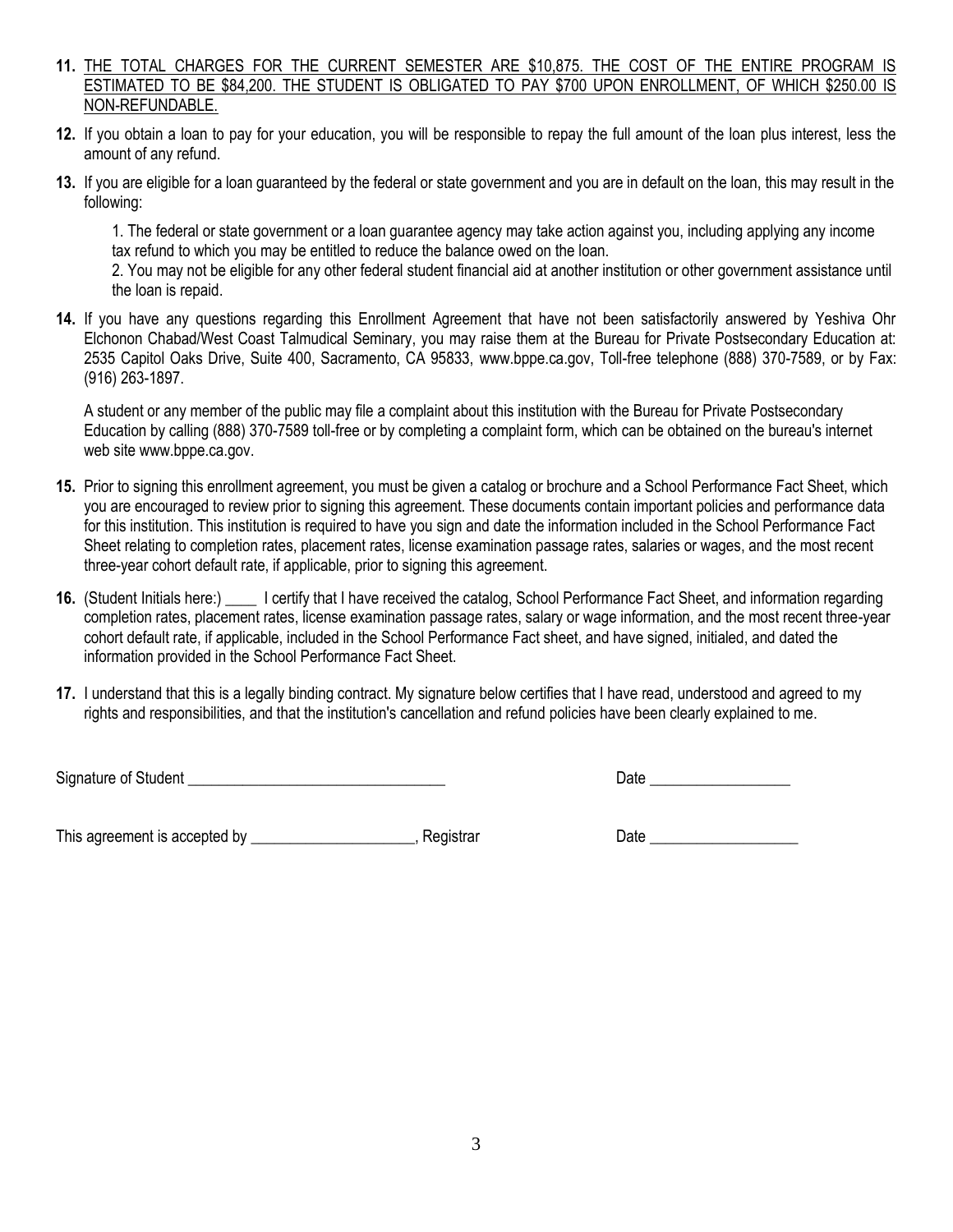**11.** <u>THE TOTAL CHARGES FOR THE CURRENT SEMESTER ARE $10,875. THE COST OF THE ENTIRE PROGRAM IS ESTIMATED TO BE $84,200. THE STUDENT IS OBLIGATED TO PAY $700 UPON ENROLLMENT, OF WHICH $250.00 IS NON-REFUNDABLE.</u>

**12.** If you obtain a loan to pay for your education, you will be responsible to repay the full amount of the loan plus interest, less the amount of any refund.

**13.** If you are eligible for a loan guaranteed by the federal or state government and you are in default on the loan, this may result in the following:

1. The federal or state government or a loan guarantee agency may take action against you, including applying any income tax refund to which you may be entitled to reduce the balance owed on the loan.
2. You may not be eligible for any other federal student financial aid at another institution or other government assistance until the loan is repaid.

**14.** If you have any questions regarding this Enrollment Agreement that have not been satisfactorily answered by Yeshiva Ohr Elchonon Chabad/West Coast Talmudical Seminary, you may raise them at the Bureau for Private Postsecondary Education at: 2535 Capitol Oaks Drive, Suite 400, Sacramento, CA 95833, www.bppe.ca.gov, Toll-free telephone (888) 370-7589, or by Fax: (916) 263-1897.

A student or any member of the public may file a complaint about this institution with the Bureau for Private Postsecondary Education by calling (888) 370-7589 toll-free or by completing a complaint form, which can be obtained on the bureau's internet web site www.bppe.ca.gov.

**15.** Prior to signing this enrollment agreement, you must be given a catalog or brochure and a School Performance Fact Sheet, which you are encouraged to review prior to signing this agreement. These documents contain important policies and performance data for this institution. This institution is required to have you sign and date the information included in the School Performance Fact Sheet relating to completion rates, placement rates, license examination passage rates, salaries or wages, and the most recent three-year cohort default rate, if applicable, prior to signing this agreement.

**16.** (Student Initials here:) ____ I certify that I have received the catalog, School Performance Fact Sheet, and information regarding completion rates, placement rates, license examination passage rates, salary or wage information, and the most recent three-year cohort default rate, if applicable, included in the School Performance Fact sheet, and have signed, initialed, and dated the information provided in the School Performance Fact Sheet.

**17.** I understand that this is a legally binding contract. My signature below certifies that I have read, understood and agreed to my rights and responsibilities, and that the institution's cancellation and refund policies have been clearly explained to me.

Signature of Student _________________________________ Date __________________

This agreement is accepted by _____________________, Registrar Date ___________________